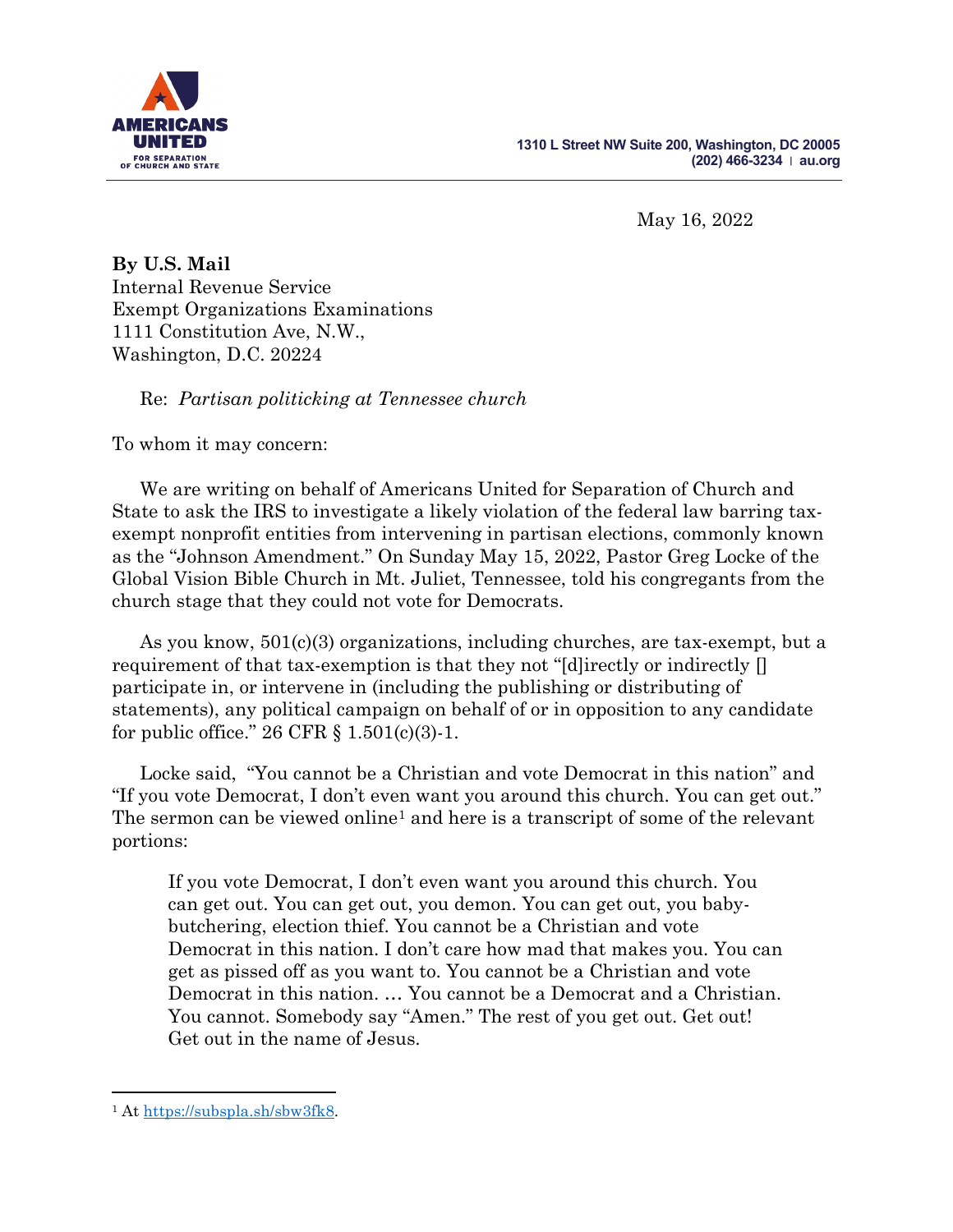AMERICANS UNITED FOR SEPARATION OF CHURCH AND STATE

1310 L Street NW Suite 200, Washington, DC 20005
(202) 466-3234 | au.org

May 16, 2022

**By U.S. Mail**
Internal Revenue Service
Exempt Organizations Examinations
1111 Constitution Ave, N.W.,
Washington, D.C. 20224

Re: *Partisan politicking at Tennessee church*

To whom it may concern:

We are writing on behalf of Americans United for Separation of Church and State to ask the IRS to investigate a likely violation of the federal law barring tax-exempt nonprofit entities from intervening in partisan elections, commonly known as the "Johnson Amendment." On Sunday May 15, 2022, Pastor Greg Locke of the Global Vision Bible Church in Mt. Juliet, Tennessee, told his congregants from the church stage that they could not vote for Democrats.

As you know, 501(c)(3) organizations, including churches, are tax-exempt, but a requirement of that tax-exemption is that they not "[d]irectly or indirectly [] participate in, or intervene in (including the publishing or distributing of statements), any political campaign on behalf of or in opposition to any candidate for public office." 26 CFR § 1.501(c)(3)-1.

Locke said, "You cannot be a Christian and vote Democrat in this nation" and "If you vote Democrat, I don't even want you around this church. You can get out." The sermon can be viewed online[1] and here is a transcript of some of the relevant portions:

> If you vote Democrat, I don't even want you around this church. You can get out. You can get out, you demon. You can get out, you baby-butchering, election thief. You cannot be a Christian and vote Democrat in this nation. I don't care how mad that makes you. You can get as pissed off as you want to. You cannot be a Christian and vote Democrat in this nation. … You cannot be a Democrat and a Christian. You cannot. Somebody say "Amen." The rest of you get out. Get out! Get out in the name of Jesus.

[1] At https://subspla.sh/sbw3fk8.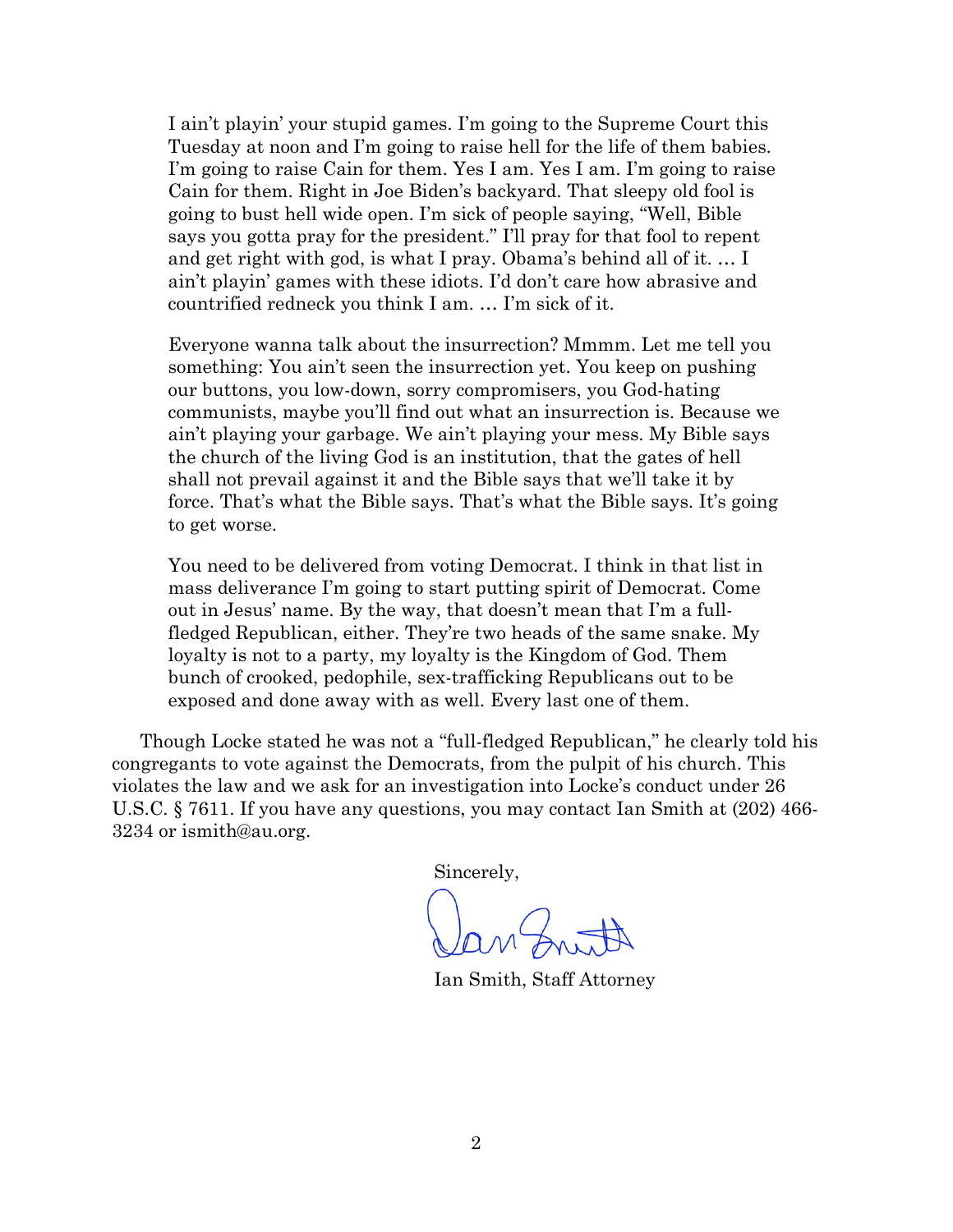> I ain't playin' your stupid games. I'm going to the Supreme Court this Tuesday at noon and I'm going to raise hell for the life of them babies. I'm going to raise Cain for them. Yes I am. Yes I am. I'm going to raise Cain for them. Right in Joe Biden's backyard. That sleepy old fool is going to bust hell wide open. I'm sick of people saying, "Well, Bible says you gotta pray for the president." I'll pray for that fool to repent and get right with god, is what I pray. Obama's behind all of it. … I ain't playin' games with these idiots. I'd don't care how abrasive and countrified redneck you think I am. … I'm sick of it.
>
> Everyone wanna talk about the insurrection? Mmmm. Let me tell you something: You ain't seen the insurrection yet. You keep on pushing our buttons, you low-down, sorry compromisers, you God-hating communists, maybe you'll find out what an insurrection is. Because we ain't playing your garbage. We ain't playing your mess. My Bible says the church of the living God is an institution, that the gates of hell shall not prevail against it and the Bible says that we'll take it by force. That's what the Bible says. That's what the Bible says. It's going to get worse.
>
> You need to be delivered from voting Democrat. I think in that list in mass deliverance I'm going to start putting spirit of Democrat. Come out in Jesus' name. By the way, that doesn't mean that I'm a full-fledged Republican, either. They're two heads of the same snake. My loyalty is not to a party, my loyalty is the Kingdom of God. Them bunch of crooked, pedophile, sex-trafficking Republicans out to be exposed and done away with as well. Every last one of them.

Though Locke stated he was not a "full-fledged Republican," he clearly told his congregants to vote against the Democrats, from the pulpit of his church. This violates the law and we ask for an investigation into Locke's conduct under 26 U.S.C. § 7611. If you have any questions, you may contact Ian Smith at (202) 466-3234 or ismith@au.org.

Sincerely,

Ian Smith

Ian Smith, Staff Attorney